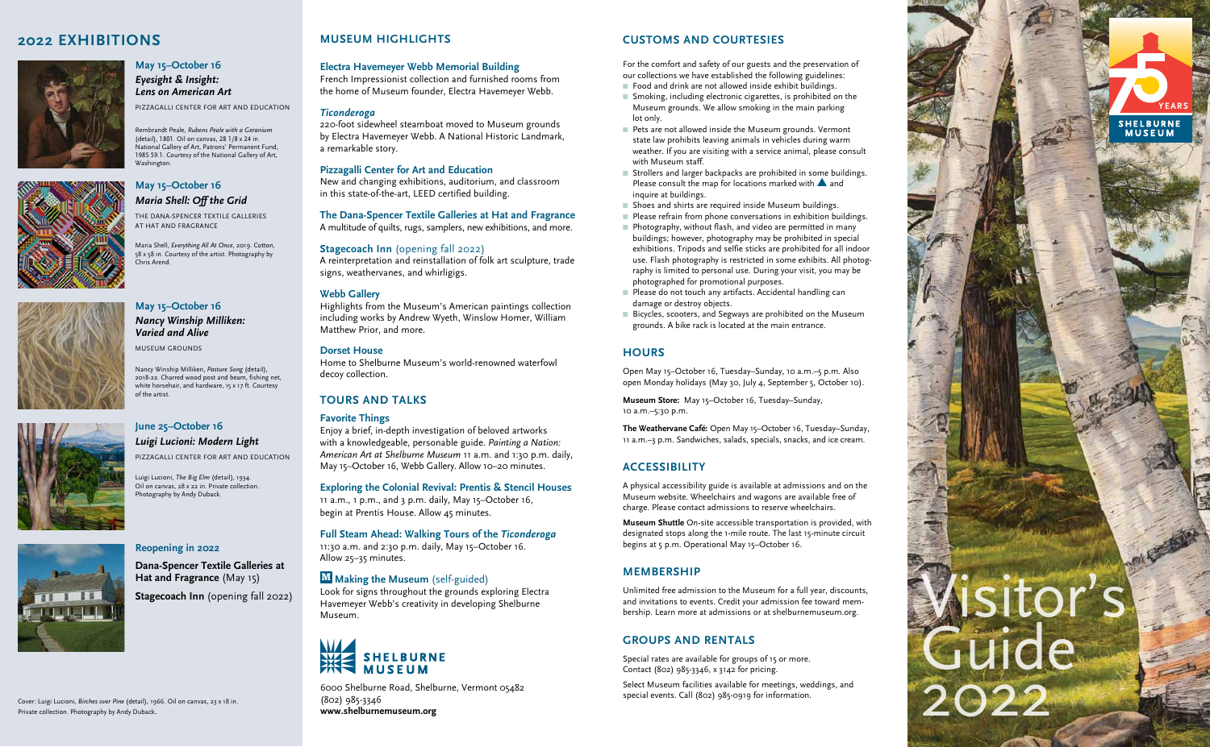## 2022 EXHIBITIONS

**May 15–October 16**
***Eyesight & Insight: Lens on American Art***
PIZZAGALLI CENTER FOR ART AND EDUCATION

Rembrandt Peale, *Rubens Peale with a Geranium* (detail), 1801. Oil on canvas, 28 1/8 x 24 in. National Gallery of Art, Patrons' Permanent Fund, 1985.59.1. Courtesy of the National Gallery of Art, Washington.

**May 15–October 16**
***Maria Shell: Off the Grid***
THE DANA-SPENCER TEXTILE GALLERIES AT HAT AND FRAGRANCE

Maria Shell, *Everything All At Once*, 2019. Cotton, 58 x 58 in. Courtesy of the artist. Photography by Chris Arend.

**May 15–October 16**
***Nancy Winship Milliken: Varied and Alive***
MUSEUM GROUNDS

Nancy Winship Milliken, *Pasture Song* (detail), 2018-22. Charred wood post and beam, fishing net, white horsehair, and hardware, 15 x 17 ft. Courtesy of the artist.

**June 25–October 16**
***Luigi Lucioni: Modern Light***
PIZZAGALLI CENTER FOR ART AND EDUCATION

Luigi Lucioni, *The Big Elm* (detail), 1934. Oil on canvas, 28 x 22 in. Private collection. Photography by Andy Duback.

**Reopening in 2022**

**Dana-Spencer Textile Galleries at Hat and Fragrance** (May 15)

**Stagecoach Inn** (opening fall 2022)

Cover: Luigi Lucioni, *Birches over Pine* (detail), 1966. Oil on canvas, 23 x 18 in. Private collection. Photography by Andy Duback.

## MUSEUM HIGHLIGHTS

**Electra Havemeyer Webb Memorial Building**
French Impressionist collection and furnished rooms from the home of Museum founder, Electra Havemeyer Webb.

***Ticonderoga***
220-foot sidewheel steamboat moved to Museum grounds by Electra Havemeyer Webb. A National Historic Landmark, a remarkable story.

**Pizzagalli Center for Art and Education**
New and changing exhibitions, auditorium, and classroom in this state-of-the-art, LEED certified building.

**The Dana-Spencer Textile Galleries at Hat and Fragrance**
A multitude of quilts, rugs, samplers, new exhibitions, and more.

**Stagecoach Inn** (opening fall 2022)
A reinterpretation and reinstallation of folk art sculpture, trade signs, weathervanes, and whirligigs.

**Webb Gallery**
Highlights from the Museum's American paintings collection including works by Andrew Wyeth, Winslow Homer, William Matthew Prior, and more.

**Dorset House**
Home to Shelburne Museum's world-renowned waterfowl decoy collection.

## TOURS AND TALKS

**Favorite Things**
Enjoy a brief, in-depth investigation of beloved artworks with a knowledgeable, personable guide. *Painting a Nation: American Art at Shelburne Museum* 11 a.m. and 1:30 p.m. daily, May 15–October 16, Webb Gallery. Allow 10–20 minutes.

**Exploring the Colonial Revival: Prentis & Stencil Houses**
11 a.m., 1 p.m., and 3 p.m. daily, May 15–October 16, begin at Prentis House. Allow 45 minutes.

**Full Steam Ahead: Walking Tours of the *Ticonderoga***
11:30 a.m. and 2:30 p.m. daily, May 15–October 16. Allow 25–35 minutes.

**M Making the Museum** (self-guided)
Look for signs throughout the grounds exploring Electra Havemeyer Webb's creativity in developing Shelburne Museum.

**SHELBURNE MUSEUM**

6000 Shelburne Road, Shelburne, Vermont 05482
(802) 985-3346
**www.shelburnemuseum.org**

## CUSTOMS AND COURTESIES

For the comfort and safety of our guests and the preservation of our collections we have established the following guidelines:

- Food and drink are not allowed inside exhibit buildings.
- Smoking, including electronic cigarettes, is prohibited on the Museum grounds. We allow smoking in the main parking lot only.
- Pets are not allowed inside the Museum grounds. Vermont state law prohibits leaving animals in vehicles during warm weather. If you are visiting with a service animal, please consult with Museum staff.
- Strollers and larger backpacks are prohibited in some buildings. Please consult the map for locations marked with ▲ and inquire at buildings.
- Shoes and shirts are required inside Museum buildings.
- Please refrain from phone conversations in exhibition buildings.
- Photography, without flash, and video are permitted in many buildings; however, photography may be prohibited in special exhibitions. Tripods and selfie sticks are prohibited for all indoor use. Flash photography is restricted in some exhibits. All photography is limited to personal use. During your visit, you may be photographed for promotional purposes.
- Please do not touch any artifacts. Accidental handling can damage or destroy objects.
- Bicycles, scooters, and Segways are prohibited on the Museum grounds. A bike rack is located at the main entrance.

## HOURS

Open May 15–October 16, Tuesday–Sunday, 10 a.m.–5 p.m. Also open Monday holidays (May 30, July 4, September 5, October 10).

**Museum Store:** May 15–October 16, Tuesday–Sunday, 10 a.m.–5:30 p.m.

**The Weathervane Café:** Open May 15–October 16, Tuesday–Sunday, 11 a.m.–3 p.m. Sandwiches, salads, specials, snacks, and ice cream.

## ACCESSIBILITY

A physical accessibility guide is available at admissions and on the Museum website. Wheelchairs and wagons are available free of charge. Please contact admissions to reserve wheelchairs.

**Museum Shuttle** On-site accessible transportation is provided, with designated stops along the 1-mile route. The last 15-minute circuit begins at 5 p.m. Operational May 15–October 16.

## MEMBERSHIP

Unlimited free admission to the Museum for a full year, discounts, and invitations to events. Credit your admission fee toward membership. Learn more at admissions or at shelburnemuseum.org.

## GROUPS AND RENTALS

Special rates are available for groups of 15 or more. Contact (802) 985-3346, x 3142 for pricing.

Select Museum facilities available for meetings, weddings, and special events. Call (802) 985-0919 for information.

75 YEARS SHELBURNE MUSEUM

# Visitor's Guide 2022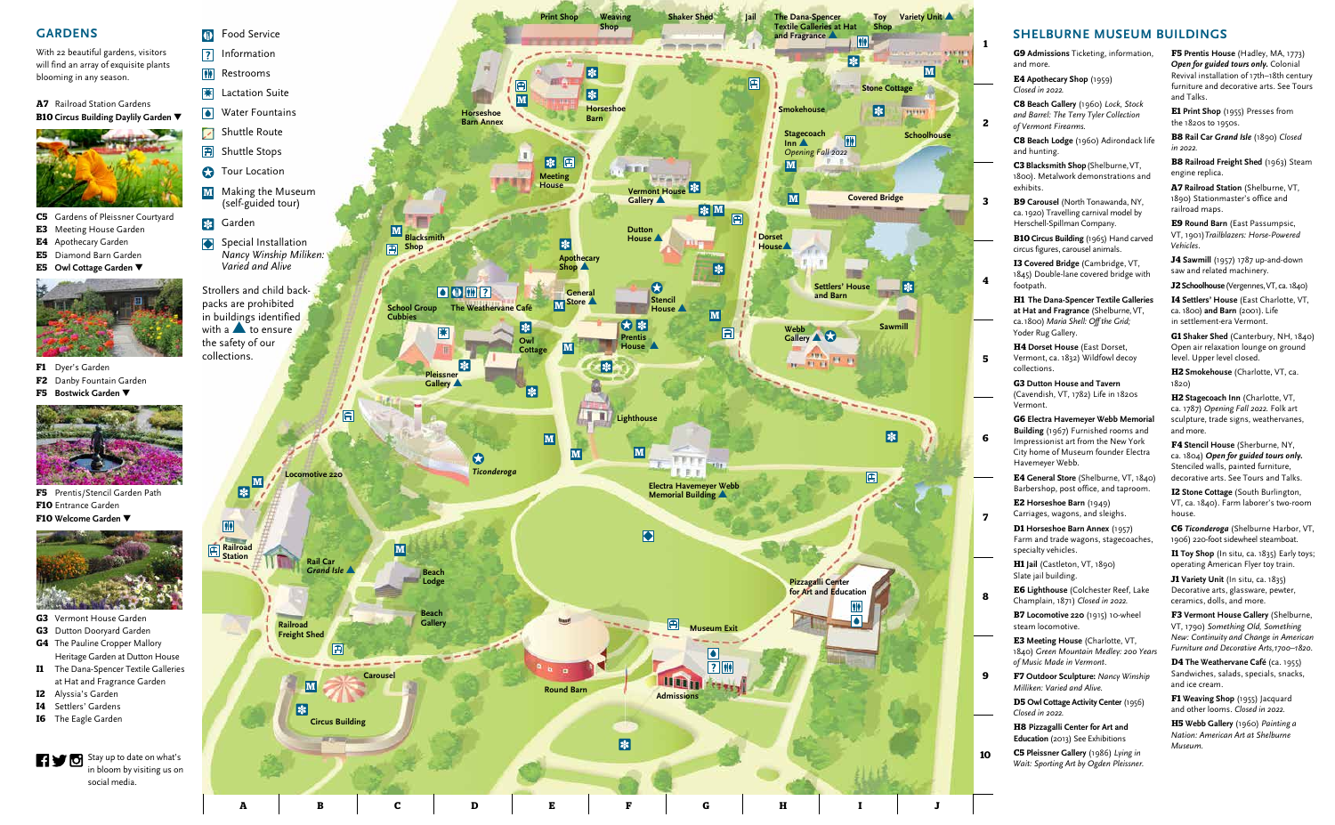## GARDENS

With 22 beautiful gardens, visitors will find an array of exquisite plants blooming in any season.

**A7** Railroad Station Gardens
**B10 Circus Building Daylily Garden ▼**

**C5** Gardens of Pleissner Courtyard
**E3** Meeting House Garden
**E4** Apothecary Garden
**E5** Diamond Barn Garden
**E5 Owl Cottage Garden ▼**

**F1** Dyer's Garden
**F2** Danby Fountain Garden
**F5 Bostwick Garden ▼**

**F5** Prentis/Stencil Garden Path
**F10** Entrance Garden
**F10 Welcome Garden ▼**

**G3** Vermont House Garden
**G3** Dutton Dooryard Garden
**G4** The Pauline Cropper Mallory Heritage Garden at Dutton House
**I1** The Dana-Spencer Textile Galleries at Hat and Fragrance Garden
**I2** Alyssia's Garden
**I4** Settlers' Gardens
**I6** The Eagle Garden

Stay up to date on what's in bloom by visiting us on social media.

Food Service
Information
Restrooms
Lactation Suite
Water Fountains
Shuttle Route
Shuttle Stops
Tour Location
Making the Museum (self-guided tour)
Garden
Special Installation *Nancy Winship Milliken: Varied and Alive*

Strollers and child backpacks are prohibited in buildings identified with a ▲ to ensure the safety of our collections.

## SHELBURNE MUSEUM BUILDINGS

**G9 Admissions** Ticketing, information, and more.

**E4 Apothecary Shop** (1959) *Closed in 2022.*

**C8 Beach Gallery** (1960) *Lock, Stock and Barrel: The Terry Tyler Collection of Vermont Firearms.*

**C8 Beach Lodge** (1960) Adirondack life and hunting.

**C3 Blacksmith Shop** (Shelburne, VT, 1800). Metalwork demonstrations and exhibits.

**B9 Carousel** (North Tonawanda, NY, ca. 1920) Travelling carnival model by Herschell-Spillman Company.

**B10 Circus Building** (1965) Hand carved circus figures, carousel animals.

**I3 Covered Bridge** (Cambridge, VT, 1845) Double-lane covered bridge with footpath.

**H1 The Dana-Spencer Textile Galleries at Hat and Fragrance** (Shelburne, VT, ca.1800) *Maria Shell: Off the Grid;* Yoder Rug Gallery.

**H4 Dorset House** (East Dorset, Vermont, ca. 1832) Wildfowl decoy collections.

**G3 Dutton House and Tavern** (Cavendish, VT, 1782) Life in 1820s Vermont.

**G6 Electra Havemeyer Webb Memorial Building** (1967) Furnished rooms and Impressionist art from the New York City home of Museum founder Electra Havemeyer Webb.

**E4 General Store** (Shelburne, VT, 1840) Barbershop, post office, and taproom.

**E2 Horseshoe Barn** (1949) Carriages, wagons, and sleighs.

**D1 Horseshoe Barn Annex** (1957) Farm and trade wagons, stagecoaches, specialty vehicles.

**H1 Jail** (Castleton, VT, 1890) Slate jail building.

**E6 Lighthouse** (Colchester Reef, Lake Champlain, 1871) *Closed in 2022.*

**B7 Locomotive 220** (1915) 10-wheel steam locomotive.

**E3 Meeting House** (Charlotte, VT, 1840) *Green Mountain Medley: 200 Years of Music Made in Vermont.*

**F7 Outdoor Sculpture:** *Nancy Winship Milliken: Varied and Alive.*

**D5 Owl Cottage Activity Center** (1956) *Closed in 2022.*

**H8 Pizzagalli Center for Art and Education** (2013) See Exhibitions

**C5 Pleissner Gallery** (1986) *Lying in Wait: Sporting Art by Ogden Pleissner.*

**F5 Prentis House** (Hadley, MA, 1773) ***Open for guided tours only.*** Colonial Revival installation of 17th–18th century furniture and decorative arts. See Tours and Talks.

**E1 Print Shop** (1955) Presses from the 1820s to 1950s.

**B8 Rail Car *Grand Isle*** (1890) *Closed in 2022.*

**B8 Railroad Freight Shed** (1963) Steam engine replica.

**A7 Railroad Station** (Shelburne, VT, 1890) Stationmaster's office and railroad maps.

**E9 Round Barn** (East Passumpsic, VT, 1901) *Trailblazers: Horse-Powered Vehicles.*

**J4 Sawmill** (1957) 1787 up-and-down saw and related machinery.

**J2 Schoolhouse** (Vergennes, VT, ca. 1840)

**I4 Settlers' House** (East Charlotte, VT, ca. 1800) **and Barn** (2001). Life in settlement-era Vermont.

**G1 Shaker Shed** (Canterbury, NH, 1840) Open air relaxation lounge on ground level. Upper level closed.

**H2 Smokehouse** (Charlotte, VT, ca. 1820)

**H2 Stagecoach Inn** (Charlotte, VT, ca. 1787) *Opening Fall 2022.* Folk art sculpture, trade signs, weathervanes, and more.

**F4 Stencil House** (Sherburne, NY, ca. 1804) ***Open for guided tours only.*** Stenciled walls, painted furniture, decorative arts. See Tours and Talks.

**I2 Stone Cottage** (South Burlington, VT, ca. 1840). Farm laborer's two-room house.

**C6 *Ticonderoga*** (Shelburne Harbor, VT, 1906) 220-foot sidewheel steamboat.

**I1 Toy Shop** (In situ, ca. 1835) Early toys; operating American Flyer toy train.

**J1 Variety Unit** (In situ, ca. 1835) Decorative arts, glassware, pewter, ceramics, dolls, and more.

**F3 Vermont House Gallery** (Shelburne, VT, 1790) *Something Old, Something New: Continuity and Change in American Furniture and Decorative Arts,1700–1820.*

**D4 The Weathervane Café** (ca. 1955) Sandwiches, salads, specials, snacks, and ice cream.

**F1 Weaving Shop** (1955) Jacquard and other looms. *Closed in 2022.*

**H5 Webb Gallery** (1960) *Painting a Nation: American Art at Shelburne Museum.*